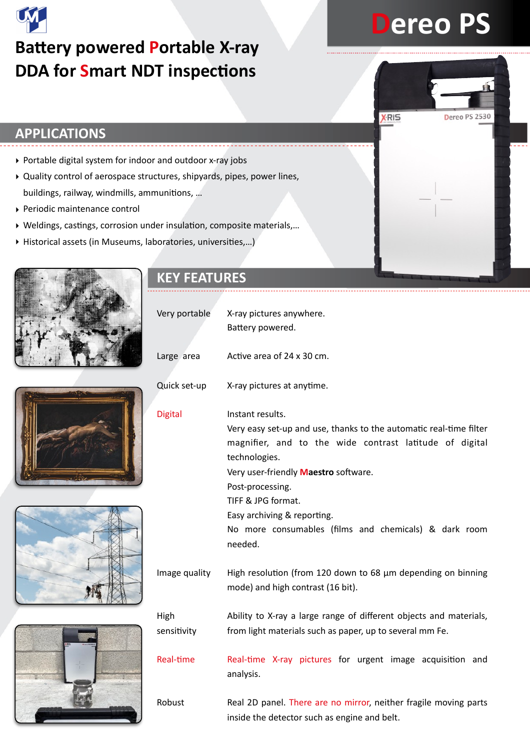# Dereo PS

## Battery powered Portable X-ray DDA for Smart NDT inspections

## APPLICATIONS

- Portable digital system for indoor and outdoor x-ray jobs
- Quality control of aerospace structures, shipyards, pipes, power lines, buildings, railway, windmills, ammunitions, …
- Periodic maintenance control
- Weldings, castings, corrosion under insulation, composite materials,…
- Historical assets (in Museums, laboratories, universities,…)

## KEY FEATURES

| | |
|---|---|
| Very portable | X-ray pictures anywhere.<br>Battery powered. |
| Large area | Active area of 24 x 30 cm. |
| Quick set-up | X-ray pictures at anytime. |
| Digital | Instant results.<br>Very easy set-up and use, thanks to the automatic real-time filter magnifier, and to the wide contrast latitude of digital technologies.<br>Very user-friendly **Maestro** software.<br>Post-processing.<br>TIFF & JPG format.<br>Easy archiving & reporting.<br>No more consumables (films and chemicals) & dark room needed. |
| Image quality | High resolution (from 120 down to 68 µm depending on binning mode) and high contrast (16 bit). |
| High sensitivity | Ability to X-ray a large range of different objects and materials, from light materials such as paper, up to several mm Fe. |
| Real-time | Real-time X-ray pictures for urgent image acquisition and analysis. |
| Robust | Real 2D panel. There are no mirror, neither fragile moving parts inside the detector such as engine and belt. |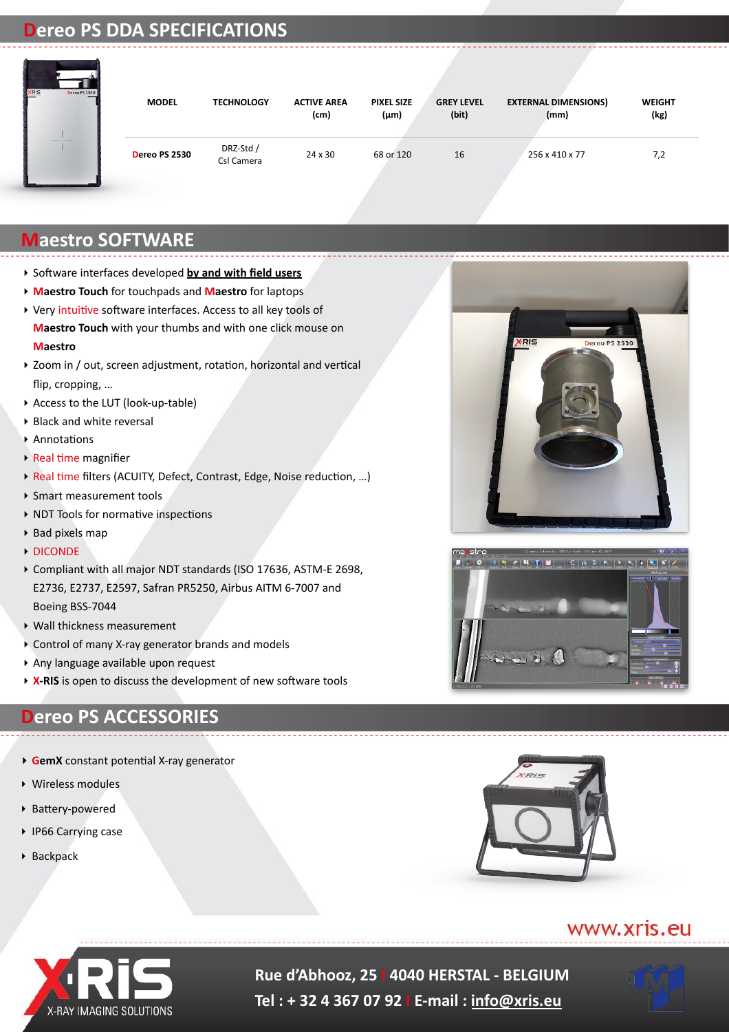# Dereo PS DDA SPECIFICATIONS

| MODEL | TECHNOLOGY | ACTIVE AREA (cm) | PIXEL SIZE (µm) | GREY LEVEL (bit) | EXTERNAL DIMENSIONS) (mm) | WEIGHT (kg) |
|---|---|---|---|---|---|---|
| **Dereo PS 2530** | DRZ-Std / CsI Camera | 24 x 30 | 68 or 120 | 16 | 256 x 410 x 77 | 7,2 |

# Maestro SOFTWARE

- Software interfaces developed **by and with field users**
- **Maestro Touch** for touchpads and **Maestro** for laptops
- Very intuitive software interfaces. Access to all key tools of **Maestro Touch** with your thumbs and with one click mouse on **Maestro**
- Zoom in / out, screen adjustment, rotation, horizontal and vertical flip, cropping, …
- Access to the LUT (look-up-table)
- Black and white reversal
- Annotations
- Real time magnifier
- Real time filters (ACUITY, Defect, Contrast, Edge, Noise reduction, …)
- Smart measurement tools
- NDT Tools for normative inspections
- Bad pixels map
- DICONDE
- Compliant with all major NDT standards (ISO 17636, ASTM-E 2698, E2736, E2737, E2597, Safran PR5250, Airbus AITM 6-7007 and Boeing BSS-7044
- Wall thickness measurement
- Control of many X-ray generator brands and models
- Any language available upon request
- **X-RIS** is open to discuss the development of new software tools

# Dereo PS ACCESSORIES

- **GemX** constant potential X-ray generator
- Wireless modules
- Battery-powered
- IP66 Carrying case
- Backpack

www.xris.eu

X-RIS X-RAY IMAGING SOLUTIONS

**Rue d'Abhooz, 25 | 4040 HERSTAL - BELGIUM**

**Tel : + 32 4 367 07 92 | E-mail : info@xris.eu**